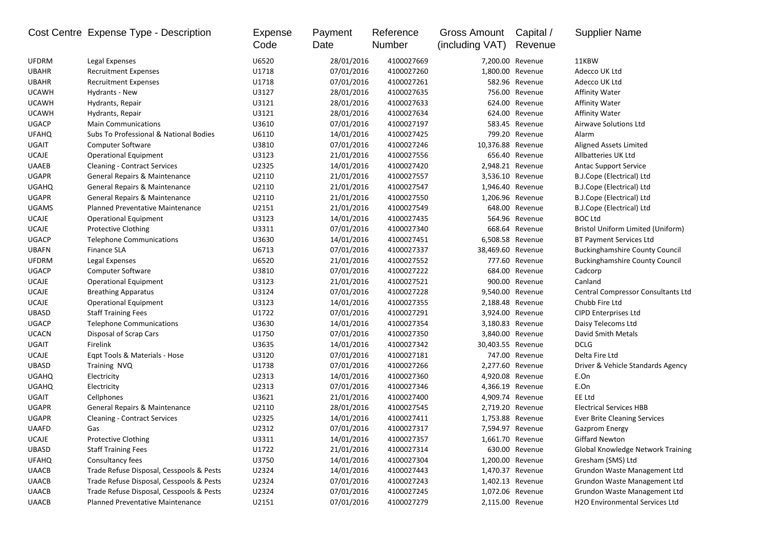| Cost Centre | Expense Type - Description | Expense Code | Payment Date | Reference Number | Gross Amount (including VAT) | Capital / Revenue | Supplier Name |
|---|---|---|---|---|---|---|---|
| UFDRM | Legal Expenses | U6520 | 28/01/2016 | 4100027669 | 7,200.00 | Revenue | 11KBW |
| UBAHR | Recruitment Expenses | U1718 | 07/01/2016 | 4100027260 | 1,800.00 | Revenue | Adecco UK Ltd |
| UBAHR | Recruitment Expenses | U1718 | 07/01/2016 | 4100027261 | 582.96 | Revenue | Adecco UK Ltd |
| UCAWH | Hydrants - New | U3127 | 28/01/2016 | 4100027635 | 756.00 | Revenue | Affinity Water |
| UCAWH | Hydrants, Repair | U3121 | 28/01/2016 | 4100027633 | 624.00 | Revenue | Affinity Water |
| UCAWH | Hydrants, Repair | U3121 | 28/01/2016 | 4100027634 | 624.00 | Revenue | Affinity Water |
| UGACP | Main Communications | U3610 | 07/01/2016 | 4100027197 | 583.45 | Revenue | Airwave Solutions Ltd |
| UFAHQ | Subs To Professional & National Bodies | U6110 | 14/01/2016 | 4100027425 | 799.20 | Revenue | Alarm |
| UGAIT | Computer Software | U3810 | 07/01/2016 | 4100027246 | 10,376.88 | Revenue | Aligned Assets Limited |
| UCAJE | Operational Equipment | U3123 | 21/01/2016 | 4100027556 | 656.40 | Revenue | Allbatteries UK Ltd |
| UAAEB | Cleaning - Contract Services | U2325 | 14/01/2016 | 4100027420 | 2,948.21 | Revenue | Antac Support Service |
| UGAPR | General Repairs & Maintenance | U2110 | 21/01/2016 | 4100027557 | 3,536.10 | Revenue | B.J.Cope (Electrical) Ltd |
| UGAHQ | General Repairs & Maintenance | U2110 | 21/01/2016 | 4100027547 | 1,946.40 | Revenue | B.J.Cope (Electrical) Ltd |
| UGAPR | General Repairs & Maintenance | U2110 | 21/01/2016 | 4100027550 | 1,206.96 | Revenue | B.J.Cope (Electrical) Ltd |
| UGAMS | Planned Preventative Maintenance | U2151 | 21/01/2016 | 4100027549 | 648.00 | Revenue | B.J.Cope (Electrical) Ltd |
| UCAJE | Operational Equipment | U3123 | 14/01/2016 | 4100027435 | 564.96 | Revenue | BOC Ltd |
| UCAJE | Protective Clothing | U3311 | 07/01/2016 | 4100027340 | 668.64 | Revenue | Bristol Uniform Limited (Uniform) |
| UGACP | Telephone Communications | U3630 | 14/01/2016 | 4100027451 | 6,508.58 | Revenue | BT Payment Services Ltd |
| UBAFN | Finance SLA | U6713 | 07/01/2016 | 4100027337 | 38,469.60 | Revenue | Buckinghamshire County Council |
| UFDRM | Legal Expenses | U6520 | 21/01/2016 | 4100027552 | 777.60 | Revenue | Buckinghamshire County Council |
| UGACP | Computer Software | U3810 | 07/01/2016 | 4100027222 | 684.00 | Revenue | Cadcorp |
| UCAJE | Operational Equipment | U3123 | 21/01/2016 | 4100027521 | 900.00 | Revenue | Canland |
| UCAJE | Breathing Apparatus | U3124 | 07/01/2016 | 4100027228 | 9,540.00 | Revenue | Central Compressor Consultants Ltd |
| UCAJE | Operational Equipment | U3123 | 14/01/2016 | 4100027355 | 2,188.48 | Revenue | Chubb Fire Ltd |
| UBASD | Staff Training Fees | U1722 | 07/01/2016 | 4100027291 | 3,924.00 | Revenue | CIPD Enterprises Ltd |
| UGACP | Telephone Communications | U3630 | 14/01/2016 | 4100027354 | 3,180.83 | Revenue | Daisy Telecoms Ltd |
| UCACN | Disposal of Scrap Cars | U1750 | 07/01/2016 | 4100027350 | 3,840.00 | Revenue | David Smith Metals |
| UGAIT | Firelink | U3635 | 14/01/2016 | 4100027342 | 30,403.55 | Revenue | DCLG |
| UCAJE | Eqpt Tools & Materials - Hose | U3120 | 07/01/2016 | 4100027181 | 747.00 | Revenue | Delta Fire Ltd |
| UBASD | Training NVQ | U1738 | 07/01/2016 | 4100027266 | 2,277.60 | Revenue | Driver & Vehicle Standards Agency |
| UGAHQ | Electricity | U2313 | 14/01/2016 | 4100027360 | 4,920.08 | Revenue | E.On |
| UGAHQ | Electricity | U2313 | 07/01/2016 | 4100027346 | 4,366.19 | Revenue | E.On |
| UGAIT | Cellphones | U3621 | 21/01/2016 | 4100027400 | 4,909.74 | Revenue | EE Ltd |
| UGAPR | General Repairs & Maintenance | U2110 | 28/01/2016 | 4100027545 | 2,719.20 | Revenue | Electrical Services HBB |
| UGAPR | Cleaning - Contract Services | U2325 | 14/01/2016 | 4100027411 | 1,753.88 | Revenue | Ever Brite Cleaning Services |
| UAAFD | Gas | U2312 | 07/01/2016 | 4100027317 | 7,594.97 | Revenue | Gazprom Energy |
| UCAJE | Protective Clothing | U3311 | 14/01/2016 | 4100027357 | 1,661.70 | Revenue | Giffard Newton |
| UBASD | Staff Training Fees | U1722 | 21/01/2016 | 4100027314 | 630.00 | Revenue | Global Knowledge Network Training |
| UFAHQ | Consultancy fees | U3750 | 14/01/2016 | 4100027304 | 1,200.00 | Revenue | Gresham (SMS) Ltd |
| UAACB | Trade Refuse Disposal, Cesspools & Pests | U2324 | 14/01/2016 | 4100027443 | 1,470.37 | Revenue | Grundon Waste Management Ltd |
| UAACB | Trade Refuse Disposal, Cesspools & Pests | U2324 | 07/01/2016 | 4100027243 | 1,402.13 | Revenue | Grundon Waste Management Ltd |
| UAACB | Trade Refuse Disposal, Cesspools & Pests | U2324 | 07/01/2016 | 4100027245 | 1,072.06 | Revenue | Grundon Waste Management Ltd |
| UAACB | Planned Preventative Maintenance | U2151 | 07/01/2016 | 4100027279 | 2,115.00 | Revenue | H2O Environmental Services Ltd |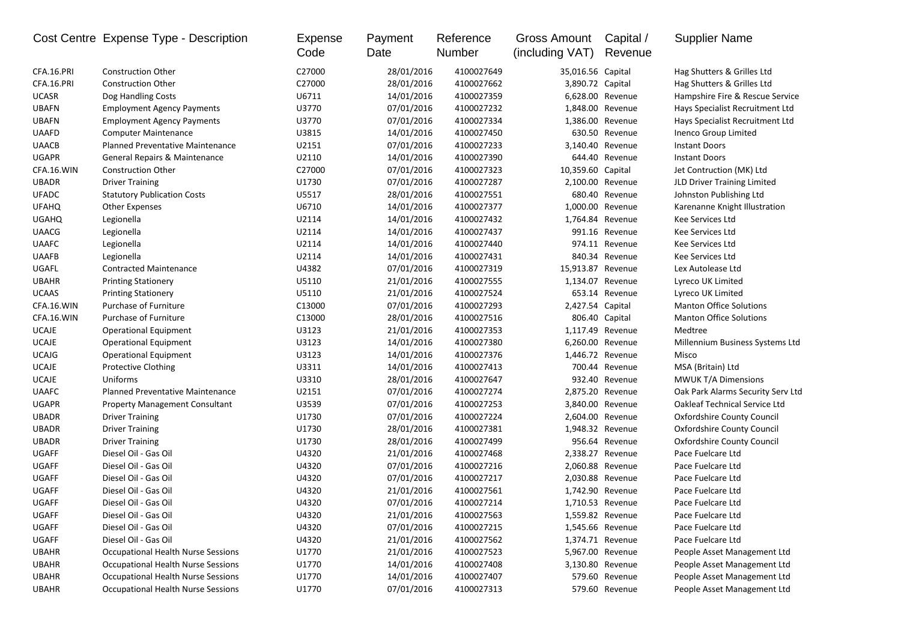| Cost Centre | Expense Type - Description | Expense Code | Payment Date | Reference Number | Gross Amount (including VAT) | Capital / Revenue | Supplier Name |
|---|---|---|---|---|---|---|---|
| CFA.16.PRI | Construction Other | C27000 | 28/01/2016 | 4100027649 | 35,016.56 | Capital | Hag Shutters & Grilles Ltd |
| CFA.16.PRI | Construction Other | C27000 | 28/01/2016 | 4100027662 | 3,890.72 | Capital | Hag Shutters & Grilles Ltd |
| UCASR | Dog Handling Costs | U6711 | 14/01/2016 | 4100027359 | 6,628.00 | Revenue | Hampshire Fire & Rescue Service |
| UBAFN | Employment Agency Payments | U3770 | 07/01/2016 | 4100027232 | 1,848.00 | Revenue | Hays Specialist Recruitment Ltd |
| UBAFN | Employment Agency Payments | U3770 | 07/01/2016 | 4100027334 | 1,386.00 | Revenue | Hays Specialist Recruitment Ltd |
| UAAFD | Computer Maintenance | U3815 | 14/01/2016 | 4100027450 | 630.50 | Revenue | Inenco Group Limited |
| UAACB | Planned Preventative Maintenance | U2151 | 07/01/2016 | 4100027233 | 3,140.40 | Revenue | Instant Doors |
| UGAPR | General Repairs & Maintenance | U2110 | 14/01/2016 | 4100027390 | 644.40 | Revenue | Instant Doors |
| CFA.16.WIN | Construction Other | C27000 | 07/01/2016 | 4100027323 | 10,359.60 | Capital | Jet Contruction (MK) Ltd |
| UBADR | Driver Training | U1730 | 07/01/2016 | 4100027287 | 2,100.00 | Revenue | JLD Driver Training Limited |
| UFADC | Statutory Publication Costs | U5517 | 28/01/2016 | 4100027551 | 680.40 | Revenue | Johnston Publishing Ltd |
| UFAHQ | Other Expenses | U6710 | 14/01/2016 | 4100027377 | 1,000.00 | Revenue | Karenanne Knight Illustration |
| UGAHQ | Legionella | U2114 | 14/01/2016 | 4100027432 | 1,764.84 | Revenue | Kee Services Ltd |
| UAACG | Legionella | U2114 | 14/01/2016 | 4100027437 | 991.16 | Revenue | Kee Services Ltd |
| UAAFC | Legionella | U2114 | 14/01/2016 | 4100027440 | 974.11 | Revenue | Kee Services Ltd |
| UAAFB | Legionella | U2114 | 14/01/2016 | 4100027431 | 840.34 | Revenue | Kee Services Ltd |
| UGAFL | Contracted Maintenance | U4382 | 07/01/2016 | 4100027319 | 15,913.87 | Revenue | Lex Autolease Ltd |
| UBAHR | Printing Stationery | U5110 | 21/01/2016 | 4100027555 | 1,134.07 | Revenue | Lyreco UK Limited |
| UCAAS | Printing Stationery | U5110 | 21/01/2016 | 4100027524 | 653.14 | Revenue | Lyreco UK Limited |
| CFA.16.WIN | Purchase of Furniture | C13000 | 07/01/2016 | 4100027293 | 2,427.54 | Capital | Manton Office Solutions |
| CFA.16.WIN | Purchase of Furniture | C13000 | 28/01/2016 | 4100027516 | 806.40 | Capital | Manton Office Solutions |
| UCAJE | Operational Equipment | U3123 | 21/01/2016 | 4100027353 | 1,117.49 | Revenue | Medtree |
| UCAJE | Operational Equipment | U3123 | 14/01/2016 | 4100027380 | 6,260.00 | Revenue | Millennium Business Systems Ltd |
| UCAJG | Operational Equipment | U3123 | 14/01/2016 | 4100027376 | 1,446.72 | Revenue | Misco |
| UCAJE | Protective Clothing | U3311 | 14/01/2016 | 4100027413 | 700.44 | Revenue | MSA (Britain) Ltd |
| UCAJE | Uniforms | U3310 | 28/01/2016 | 4100027647 | 932.40 | Revenue | MWUK T/A Dimensions |
| UAAFC | Planned Preventative Maintenance | U2151 | 07/01/2016 | 4100027274 | 2,875.20 | Revenue | Oak Park Alarms Security Serv Ltd |
| UGAPR | Property Management Consultant | U3539 | 07/01/2016 | 4100027253 | 3,840.00 | Revenue | Oakleaf Technical Service Ltd |
| UBADR | Driver Training | U1730 | 07/01/2016 | 4100027224 | 2,604.00 | Revenue | Oxfordshire County Council |
| UBADR | Driver Training | U1730 | 28/01/2016 | 4100027381 | 1,948.32 | Revenue | Oxfordshire County Council |
| UBADR | Driver Training | U1730 | 28/01/2016 | 4100027499 | 956.64 | Revenue | Oxfordshire County Council |
| UGAFF | Diesel Oil - Gas Oil | U4320 | 21/01/2016 | 4100027468 | 2,338.27 | Revenue | Pace Fuelcare Ltd |
| UGAFF | Diesel Oil - Gas Oil | U4320 | 07/01/2016 | 4100027216 | 2,060.88 | Revenue | Pace Fuelcare Ltd |
| UGAFF | Diesel Oil - Gas Oil | U4320 | 07/01/2016 | 4100027217 | 2,030.88 | Revenue | Pace Fuelcare Ltd |
| UGAFF | Diesel Oil - Gas Oil | U4320 | 21/01/2016 | 4100027561 | 1,742.90 | Revenue | Pace Fuelcare Ltd |
| UGAFF | Diesel Oil - Gas Oil | U4320 | 07/01/2016 | 4100027214 | 1,710.53 | Revenue | Pace Fuelcare Ltd |
| UGAFF | Diesel Oil - Gas Oil | U4320 | 21/01/2016 | 4100027563 | 1,559.82 | Revenue | Pace Fuelcare Ltd |
| UGAFF | Diesel Oil - Gas Oil | U4320 | 07/01/2016 | 4100027215 | 1,545.66 | Revenue | Pace Fuelcare Ltd |
| UGAFF | Diesel Oil - Gas Oil | U4320 | 21/01/2016 | 4100027562 | 1,374.71 | Revenue | Pace Fuelcare Ltd |
| UBAHR | Occupational Health Nurse Sessions | U1770 | 21/01/2016 | 4100027523 | 5,967.00 | Revenue | People Asset Management Ltd |
| UBAHR | Occupational Health Nurse Sessions | U1770 | 14/01/2016 | 4100027408 | 3,130.80 | Revenue | People Asset Management Ltd |
| UBAHR | Occupational Health Nurse Sessions | U1770 | 14/01/2016 | 4100027407 | 579.60 | Revenue | People Asset Management Ltd |
| UBAHR | Occupational Health Nurse Sessions | U1770 | 07/01/2016 | 4100027313 | 579.60 | Revenue | People Asset Management Ltd |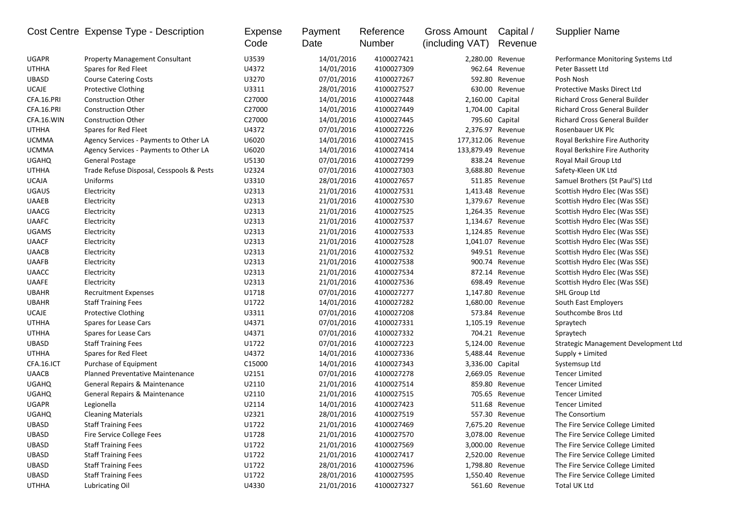| Cost Centre | Expense Type - Description | Expense Code | Payment Date | Reference Number | Gross Amount (including VAT) | Capital / Revenue | Supplier Name |
|---|---|---|---|---|---|---|---|
| UGAPR | Property Management Consultant | U3539 | 14/01/2016 | 4100027421 | 2,280.00 | Revenue | Performance Monitoring Systems Ltd |
| UTHHA | Spares for Red Fleet | U4372 | 14/01/2016 | 4100027309 | 962.64 | Revenue | Peter Bassett Ltd |
| UBASD | Course Catering Costs | U3270 | 07/01/2016 | 4100027267 | 592.80 | Revenue | Posh Nosh |
| UCAJE | Protective Clothing | U3311 | 28/01/2016 | 4100027527 | 630.00 | Revenue | Protective Masks Direct Ltd |
| CFA.16.PRI | Construction Other | C27000 | 14/01/2016 | 4100027448 | 2,160.00 | Capital | Richard Cross General Builder |
| CFA.16.PRI | Construction Other | C27000 | 14/01/2016 | 4100027449 | 1,704.00 | Capital | Richard Cross General Builder |
| CFA.16.WIN | Construction Other | C27000 | 14/01/2016 | 4100027445 | 795.60 | Capital | Richard Cross General Builder |
| UTHHA | Spares for Red Fleet | U4372 | 07/01/2016 | 4100027226 | 2,376.97 | Revenue | Rosenbauer UK Plc |
| UCMMA | Agency Services - Payments to Other LA | U6020 | 14/01/2016 | 4100027415 | 177,312.06 | Revenue | Royal Berkshire Fire Authority |
| UCMMA | Agency Services - Payments to Other LA | U6020 | 14/01/2016 | 4100027414 | 133,879.49 | Revenue | Royal Berkshire Fire Authority |
| UGAHQ | General Postage | U5130 | 07/01/2016 | 4100027299 | 838.24 | Revenue | Royal Mail Group Ltd |
| UTHHA | Trade Refuse Disposal, Cesspools & Pests | U2324 | 07/01/2016 | 4100027303 | 3,688.80 | Revenue | Safety-Kleen UK Ltd |
| UCAJA | Uniforms | U3310 | 28/01/2016 | 4100027657 | 511.85 | Revenue | Samuel Brothers (St Paul'S) Ltd |
| UGAUS | Electricity | U2313 | 21/01/2016 | 4100027531 | 1,413.48 | Revenue | Scottish Hydro Elec (Was SSE) |
| UAAEB | Electricity | U2313 | 21/01/2016 | 4100027530 | 1,379.67 | Revenue | Scottish Hydro Elec (Was SSE) |
| UAACG | Electricity | U2313 | 21/01/2016 | 4100027525 | 1,264.35 | Revenue | Scottish Hydro Elec (Was SSE) |
| UAAFC | Electricity | U2313 | 21/01/2016 | 4100027537 | 1,134.67 | Revenue | Scottish Hydro Elec (Was SSE) |
| UGAMS | Electricity | U2313 | 21/01/2016 | 4100027533 | 1,124.85 | Revenue | Scottish Hydro Elec (Was SSE) |
| UAACF | Electricity | U2313 | 21/01/2016 | 4100027528 | 1,041.07 | Revenue | Scottish Hydro Elec (Was SSE) |
| UAACB | Electricity | U2313 | 21/01/2016 | 4100027532 | 949.51 | Revenue | Scottish Hydro Elec (Was SSE) |
| UAAFB | Electricity | U2313 | 21/01/2016 | 4100027538 | 900.74 | Revenue | Scottish Hydro Elec (Was SSE) |
| UAACC | Electricity | U2313 | 21/01/2016 | 4100027534 | 872.14 | Revenue | Scottish Hydro Elec (Was SSE) |
| UAAFE | Electricity | U2313 | 21/01/2016 | 4100027536 | 698.49 | Revenue | Scottish Hydro Elec (Was SSE) |
| UBAHR | Recruitment Expenses | U1718 | 07/01/2016 | 4100027277 | 1,147.80 | Revenue | SHL Group Ltd |
| UBAHR | Staff Training Fees | U1722 | 14/01/2016 | 4100027282 | 1,680.00 | Revenue | South East Employers |
| UCAJE | Protective Clothing | U3311 | 07/01/2016 | 4100027208 | 573.84 | Revenue | Southcombe Bros Ltd |
| UTHHA | Spares for Lease Cars | U4371 | 07/01/2016 | 4100027331 | 1,105.19 | Revenue | Spraytech |
| UTHHA | Spares for Lease Cars | U4371 | 07/01/2016 | 4100027332 | 704.21 | Revenue | Spraytech |
| UBASD | Staff Training Fees | U1722 | 07/01/2016 | 4100027223 | 5,124.00 | Revenue | Strategic Management Development Ltd |
| UTHHA | Spares for Red Fleet | U4372 | 14/01/2016 | 4100027336 | 5,488.44 | Revenue | Supply + Limited |
| CFA.16.ICT | Purchase of Equipment | C15000 | 14/01/2016 | 4100027343 | 3,336.00 | Capital | Systemsup Ltd |
| UAACB | Planned Preventative Maintenance | U2151 | 07/01/2016 | 4100027278 | 2,669.05 | Revenue | Tencer Limited |
| UGAHQ | General Repairs & Maintenance | U2110 | 21/01/2016 | 4100027514 | 859.80 | Revenue | Tencer Limited |
| UGAHQ | General Repairs & Maintenance | U2110 | 21/01/2016 | 4100027515 | 705.65 | Revenue | Tencer Limited |
| UGAPR | Legionella | U2114 | 14/01/2016 | 4100027423 | 511.68 | Revenue | Tencer Limited |
| UGAHQ | Cleaning Materials | U2321 | 28/01/2016 | 4100027519 | 557.30 | Revenue | The Consortium |
| UBASD | Staff Training Fees | U1722 | 21/01/2016 | 4100027469 | 7,675.20 | Revenue | The Fire Service College Limited |
| UBASD | Fire Service College Fees | U1728 | 21/01/2016 | 4100027570 | 3,078.00 | Revenue | The Fire Service College Limited |
| UBASD | Staff Training Fees | U1722 | 21/01/2016 | 4100027569 | 3,000.00 | Revenue | The Fire Service College Limited |
| UBASD | Staff Training Fees | U1722 | 21/01/2016 | 4100027417 | 2,520.00 | Revenue | The Fire Service College Limited |
| UBASD | Staff Training Fees | U1722 | 28/01/2016 | 4100027596 | 1,798.80 | Revenue | The Fire Service College Limited |
| UBASD | Staff Training Fees | U1722 | 28/01/2016 | 4100027595 | 1,550.40 | Revenue | The Fire Service College Limited |
| UTHHA | Lubricating Oil | U4330 | 21/01/2016 | 4100027327 | 561.60 | Revenue | Total UK Ltd |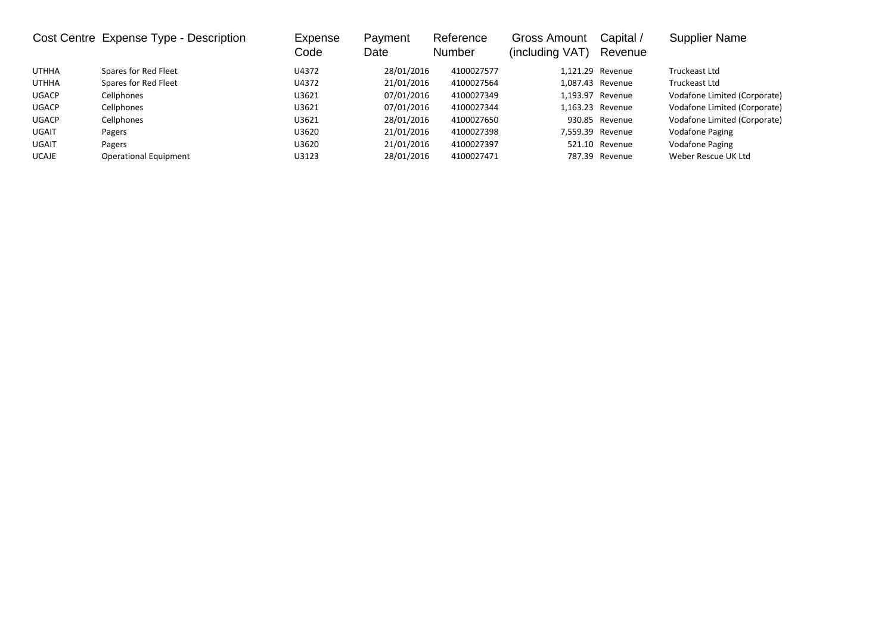| Cost Centre | Expense Type - Description | Expense Code | Payment Date | Reference Number | Gross Amount (including VAT) | Capital / Revenue | Supplier Name |
|---|---|---|---|---|---|---|---|
| UTHHA | Spares for Red Fleet | U4372 | 28/01/2016 | 4100027577 | 1,121.29 | Revenue | Truckeast Ltd |
| UTHHA | Spares for Red Fleet | U4372 | 21/01/2016 | 4100027564 | 1,087.43 | Revenue | Truckeast Ltd |
| UGACP | Cellphones | U3621 | 07/01/2016 | 4100027349 | 1,193.97 | Revenue | Vodafone Limited (Corporate) |
| UGACP | Cellphones | U3621 | 07/01/2016 | 4100027344 | 1,163.23 | Revenue | Vodafone Limited (Corporate) |
| UGACP | Cellphones | U3621 | 28/01/2016 | 4100027650 | 930.85 | Revenue | Vodafone Limited (Corporate) |
| UGAIT | Pagers | U3620 | 21/01/2016 | 4100027398 | 7,559.39 | Revenue | Vodafone Paging |
| UGAIT | Pagers | U3620 | 21/01/2016 | 4100027397 | 521.10 | Revenue | Vodafone Paging |
| UCAJE | Operational Equipment | U3123 | 28/01/2016 | 4100027471 | 787.39 | Revenue | Weber Rescue UK Ltd |